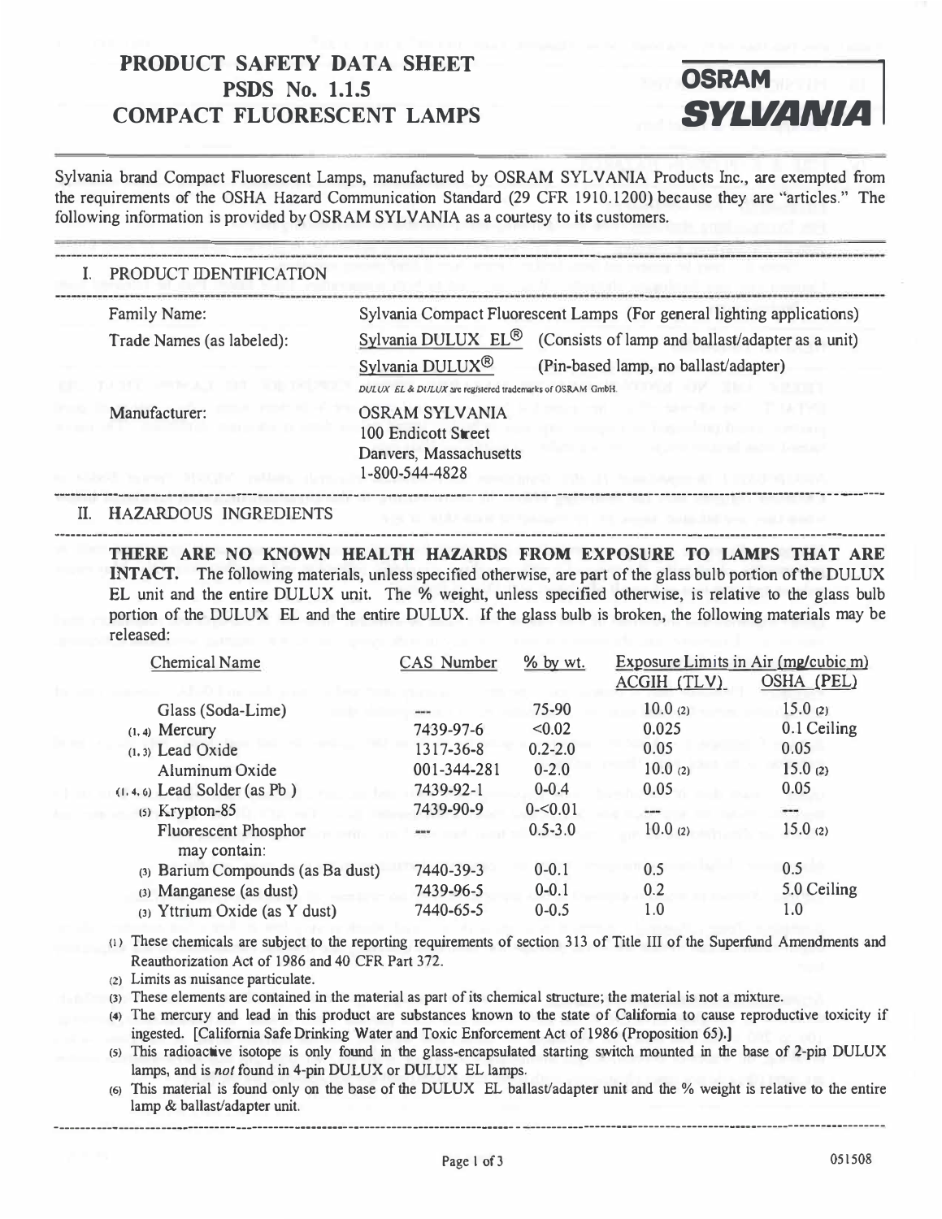# PRODUCT SAFETY DATA SHEET
## PSDS No. 1.1.5
## COMPACT FLUORESCENT LAMPS

**OSRAM SYLVANIA**

Sylvania brand Compact Fluorescent Lamps, manufactured by OSRAM SYLVANIA Products Inc., are exempted from the requirements of the OSHA Hazard Communication Standard (29 CFR 1910.1200) because they are "articles." The following information is provided by OSRAM SYLVANIA as a courtesy to its customers.

## I. PRODUCT IDENTIFICATION

Family Name: Sylvania Compact Fluorescent Lamps (For general lighting applications)

Trade Names (as labeled):
- Sylvania DULUX EL® (Consists of lamp and ballast/adapter as a unit)
- Sylvania DULUX® (Pin-based lamp, no ballast/adapter)

*DULUX EL & DULUX are registered trademarks of OSRAM GmbH.*

Manufacturer: OSRAM SYLVANIA
100 Endicott Street
Danvers, Massachusetts
1-800-544-4828

## II. HAZARDOUS INGREDIENTS

**THERE ARE NO KNOWN HEALTH HAZARDS FROM EXPOSURE TO LAMPS THAT ARE INTACT.** The following materials, unless specified otherwise, are part of the glass bulb portion of the DULUX EL unit and the entire DULUX unit. The % weight, unless specified otherwise, is relative to the glass bulb portion of the DULUX EL and the entire DULUX. If the glass bulb is broken, the following materials may be released:

| Chemical Name | CAS Number | % by wt. | Exposure Limits in Air (mg/cubic m) | |
|---|---|---|---|---|
| | | | ACGIH (TLV) | OSHA (PEL) |
| Glass (Soda-Lime) | --- | 75-90 | 10.0 (2) | 15.0 (2) |
| (1, 4) Mercury | 7439-97-6 | <0.02 | 0.025 | 0.1 Ceiling |
| (1, 3) Lead Oxide | 1317-36-8 | 0.2-2.0 | 0.05 | 0.05 |
| Aluminum Oxide | 001-344-281 | 0-2.0 | 10.0 (2) | 15.0 (2) |
| (1, 4, 6) Lead Solder (as Pb) | 7439-92-1 | 0-0.4 | 0.05 | 0.05 |
| (5) Krypton-85 | 7439-90-9 | 0-<0.01 | --- | --- |
| Fluorescent Phosphor may contain: | --- | 0.5-3.0 | 10.0 (2) | 15.0 (2) |
| (3) Barium Compounds (as Ba dust) | 7440-39-3 | 0-0.1 | 0.5 | 0.5 |
| (3) Manganese (as dust) | 7439-96-5 | 0-0.1 | 0.2 | 5.0 Ceiling |
| (3) Yttrium Oxide (as Y dust) | 7440-65-5 | 0-0.5 | 1.0 | 1.0 |

(1) These chemicals are subject to the reporting requirements of section 313 of Title III of the Superfund Amendments and Reauthorization Act of 1986 and 40 CFR Part 372.

(2) Limits as nuisance particulate.

(3) These elements are contained in the material as part of its chemical structure; the material is not a mixture.

(4) The mercury and lead in this product are substances known to the state of California to cause reproductive toxicity if ingested. [California Safe Drinking Water and Toxic Enforcement Act of 1986 (Proposition 65).]

(5) This radioactive isotope is only found in the glass-encapsulated starting switch mounted in the base of 2-pin DULUX lamps, and is *not* found in 4-pin DULUX or DULUX EL lamps.

(6) This material is found only on the base of the DULUX EL ballast/adapter unit and the % weight is relative to the entire lamp & ballast/adapter unit.

051508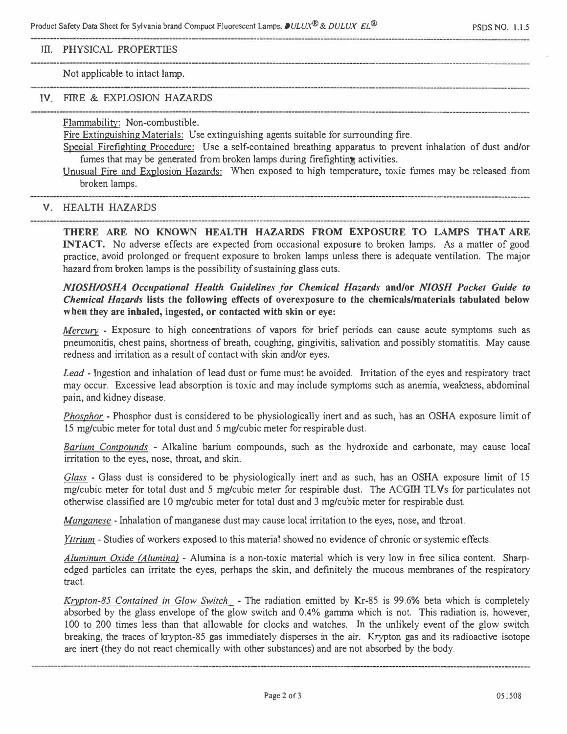## III. PHYSICAL PROPERTIES

Not applicable to intact lamp.

## IV. FIRE & EXPLOSION HAZARDS

Flammability: Non-combustible.

Fire Extinguishing Materials: Use extinguishing agents suitable for surrounding fire.

Special Firefighting Procedure: Use a self-contained breathing apparatus to prevent inhalation of dust and/or fumes that may be generated from broken lamps during firefighting activities.

Unusual Fire and Explosion Hazards: When exposed to high temperature, toxic fumes may be released from broken lamps.

## V. HEALTH HAZARDS

**THERE ARE NO KNOWN HEALTH HAZARDS FROM EXPOSURE TO LAMPS THAT ARE INTACT.** No adverse effects are expected from occasional exposure to broken lamps. As a matter of good practice, avoid prolonged or frequent exposure to broken lamps unless there is adequate ventilation. The major hazard from broken lamps is the possibility of sustaining glass cuts.

***NIOSH/OSHA Occupational Health Guidelines for Chemical Hazards* and/or *NIOSH Pocket Guide to Chemical Hazards* lists the following effects of overexposure to the chemicals/materials tabulated below when they are inhaled, ingested, or contacted with skin or eye:**

*Mercury* - Exposure to high concentrations of vapors for brief periods can cause acute symptoms such as pneumonitis, chest pains, shortness of breath, coughing, gingivitis, salivation and possibly stomatitis. May cause redness and irritation as a result of contact with skin and/or eyes.

*Lead* - Ingestion and inhalation of lead dust or fume must be avoided. Irritation of the eyes and respiratory tract may occur. Excessive lead absorption is toxic and may include symptoms such as anemia, weakness, abdominal pain, and kidney disease.

*Phosphor* - Phosphor dust is considered to be physiologically inert and as such, has an OSHA exposure limit of 15 mg/cubic meter for total dust and 5 mg/cubic meter for respirable dust.

*Barium Compounds* - Alkaline barium compounds, such as the hydroxide and carbonate, may cause local irritation to the eyes, nose, throat, and skin.

*Glass* - Glass dust is considered to be physiologically inert and as such, has an OSHA exposure limit of 15 mg/cubic meter for total dust and 5 mg/cubic meter for respirable dust. The ACGIH TLVs for particulates not otherwise classified are 10 mg/cubic meter for total dust and 3 mg/cubic meter for respirable dust.

*Manganese* - Inhalation of manganese dust may cause local irritation to the eyes, nose, and throat.

*Yttrium* - Studies of workers exposed to this material showed no evidence of chronic or systemic effects.

*Aluminum Oxide (Alumina)* - Alumina is a non-toxic material which is very low in free silica content. Sharp-edged particles can irritate the eyes, perhaps the skin, and definitely the mucous membranes of the respiratory tract.

*Krypton-85 Contained in Glow Switch* - The radiation emitted by Kr-85 is 99.6% beta which is completely absorbed by the glass envelope of the glow switch and 0.4% gamma which is not. This radiation is, however, 100 to 200 times less than that allowable for clocks and watches. In the unlikely event of the glow switch breaking, the traces of krypton-85 gas immediately disperses in the air. Krypton gas and its radioactive isotope are inert (they do not react chemically with other substances) and are not absorbed by the body.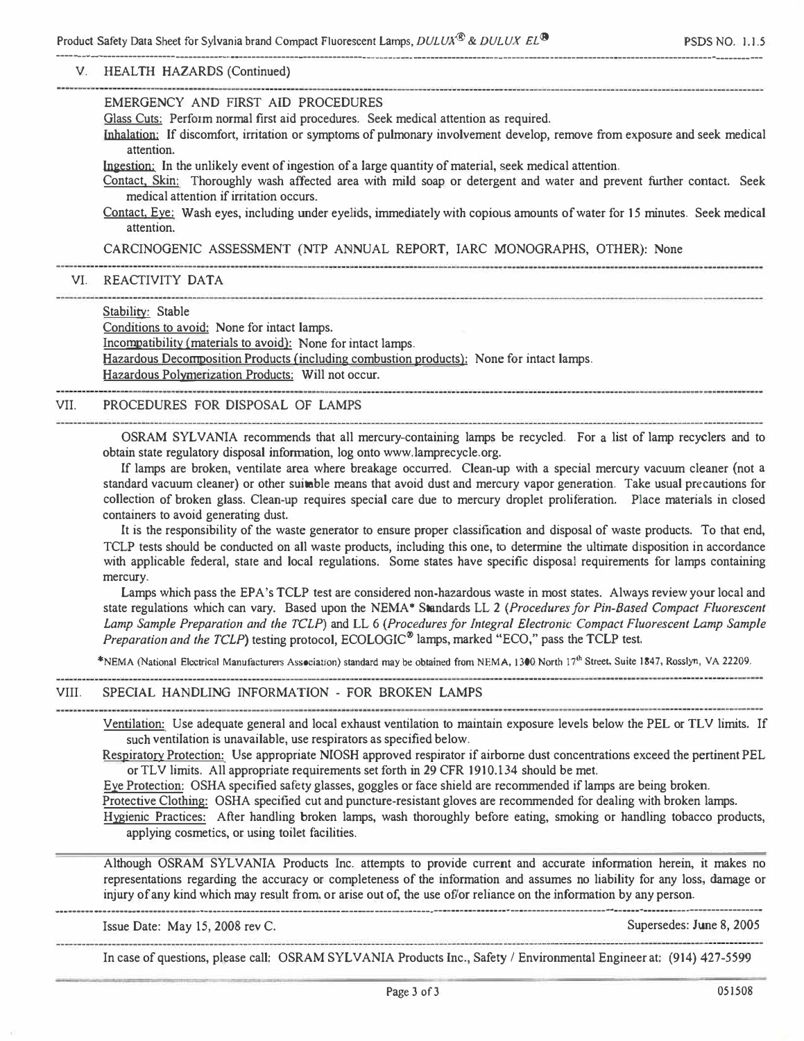## V. HEALTH HAZARDS (Continued)

### EMERGENCY AND FIRST AID PROCEDURES

Glass Cuts: Perform normal first aid procedures. Seek medical attention as required.

Inhalation: If discomfort, irritation or symptoms of pulmonary involvement develop, remove from exposure and seek medical attention.

Ingestion: In the unlikely event of ingestion of a large quantity of material, seek medical attention.

Contact, Skin: Thoroughly wash affected area with mild soap or detergent and water and prevent further contact. Seek medical attention if irritation occurs.

Contact, Eye: Wash eyes, including under eyelids, immediately with copious amounts of water for 15 minutes. Seek medical attention.

CARCINOGENIC ASSESSMENT (NTP ANNUAL REPORT, IARC MONOGRAPHS, OTHER): None

## VI. REACTIVITY DATA

Stability: Stable

Conditions to avoid: None for intact lamps.

Incompatibility (materials to avoid): None for intact lamps.

Hazardous Decomposition Products (including combustion products): None for intact lamps.

Hazardous Polymerization Products: Will not occur.

## VII. PROCEDURES FOR DISPOSAL OF LAMPS

OSRAM SYLVANIA recommends that all mercury-containing lamps be recycled. For a list of lamp recyclers and to obtain state regulatory disposal information, log onto www.lamprecycle.org.

If lamps are broken, ventilate area where breakage occurred. Clean-up with a special mercury vacuum cleaner (not a standard vacuum cleaner) or other suitable means that avoid dust and mercury vapor generation. Take usual precautions for collection of broken glass. Clean-up requires special care due to mercury droplet proliferation. Place materials in closed containers to avoid generating dust.

It is the responsibility of the waste generator to ensure proper classification and disposal of waste products. To that end, TCLP tests should be conducted on all waste products, including this one, to determine the ultimate disposition in accordance with applicable federal, state and local regulations. Some states have specific disposal requirements for lamps containing mercury.

Lamps which pass the EPA's TCLP test are considered non-hazardous waste in most states. Always review your local and state regulations which can vary. Based upon the NEMA* Standards LL 2 (*Procedures for Pin-Based Compact Fluorescent Lamp Sample Preparation and the TCLP*) and LL 6 (*Procedures for Integral Electronic Compact Fluorescent Lamp Sample Preparation and the TCLP*) testing protocol, ECOLOGIC® lamps, marked "ECO," pass the TCLP test.

*NEMA (National Electrical Manufacturers Association) standard may be obtained from NEMA, 1300 North 17th Street, Suite 1847, Rosslyn, VA 22209.

## VIII. SPECIAL HANDLING INFORMATION - FOR BROKEN LAMPS

Ventilation: Use adequate general and local exhaust ventilation to maintain exposure levels below the PEL or TLV limits. If such ventilation is unavailable, use respirators as specified below.

Respiratory Protection: Use appropriate NIOSH approved respirator if airborne dust concentrations exceed the pertinent PEL or TLV limits. All appropriate requirements set forth in 29 CFR 1910.134 should be met.

Eye Protection: OSHA specified safety glasses, goggles or face shield are recommended if lamps are being broken.

Protective Clothing: OSHA specified cut and puncture-resistant gloves are recommended for dealing with broken lamps.

Hygienic Practices: After handling broken lamps, wash thoroughly before eating, smoking or handling tobacco products, applying cosmetics, or using toilet facilities.

---

Although OSRAM SYLVANIA Products Inc. attempts to provide current and accurate information herein, it makes no representations regarding the accuracy or completeness of the information and assumes no liability for any loss, damage or injury of any kind which may result from, or arise out of, the use of/or reliance on the information by any person.

Issue Date: May 15, 2008 rev C. Supersedes: June 8, 2005

In case of questions, please call: OSRAM SYLVANIA Products Inc., Safety / Environmental Engineer at: (914) 427-5599